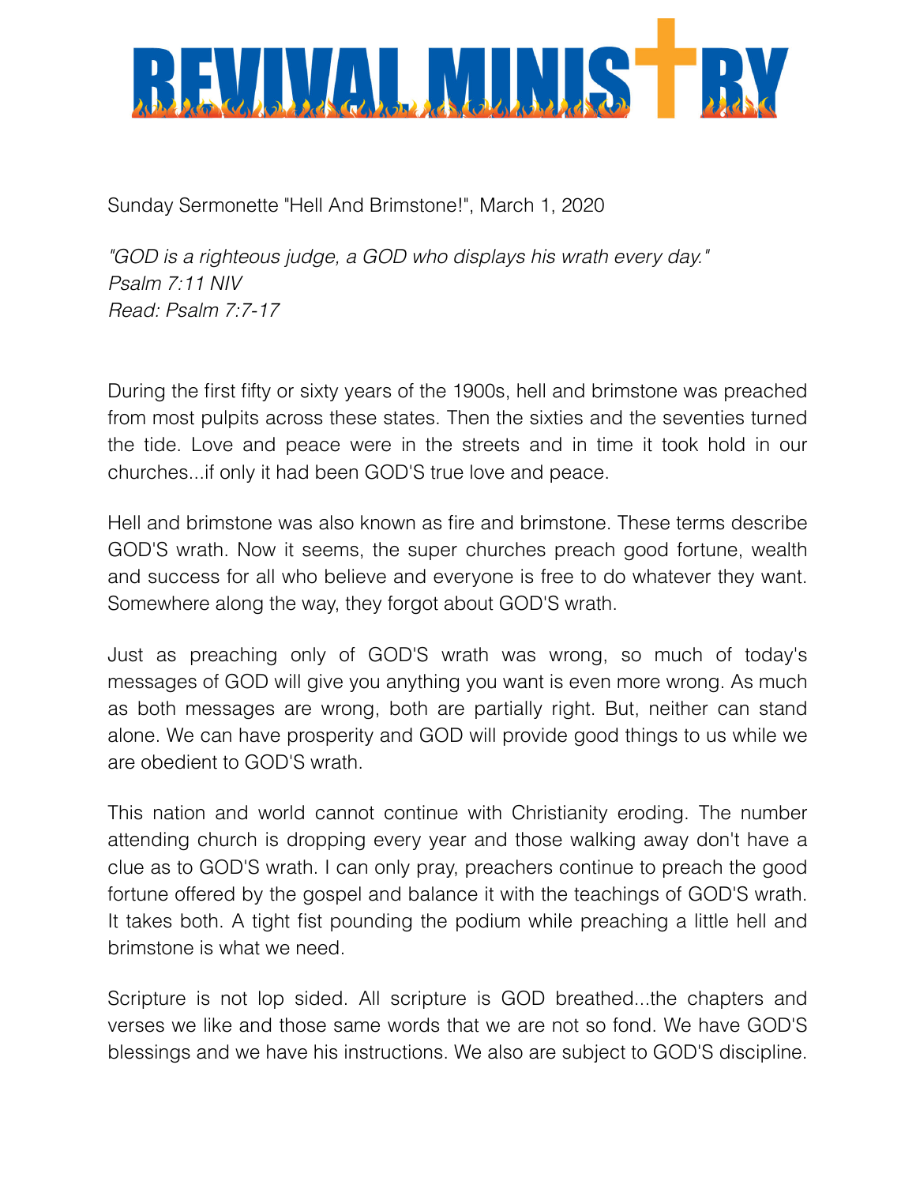# REVIVAL MINISTRY

Sunday Sermonette "Hell And Brimstone!", March 1, 2020

*"GOD is a righteous judge, a GOD who displays his wrath every day."*
*Psalm 7:11 NIV*
*Read: Psalm 7:7-17*

During the first fifty or sixty years of the 1900s, hell and brimstone was preached from most pulpits across these states. Then the sixties and the seventies turned the tide. Love and peace were in the streets and in time it took hold in our churches...if only it had been GOD'S true love and peace.

Hell and brimstone was also known as fire and brimstone. These terms describe GOD'S wrath. Now it seems, the super churches preach good fortune, wealth and success for all who believe and everyone is free to do whatever they want. Somewhere along the way, they forgot about GOD'S wrath.

Just as preaching only of GOD'S wrath was wrong, so much of today's messages of GOD will give you anything you want is even more wrong. As much as both messages are wrong, both are partially right. But, neither can stand alone. We can have prosperity and GOD will provide good things to us while we are obedient to GOD'S wrath.

This nation and world cannot continue with Christianity eroding. The number attending church is dropping every year and those walking away don't have a clue as to GOD'S wrath. I can only pray, preachers continue to preach the good fortune offered by the gospel and balance it with the teachings of GOD'S wrath. It takes both. A tight fist pounding the podium while preaching a little hell and brimstone is what we need.

Scripture is not lop sided. All scripture is GOD breathed...the chapters and verses we like and those same words that we are not so fond. We have GOD'S blessings and we have his instructions. We also are subject to GOD'S discipline.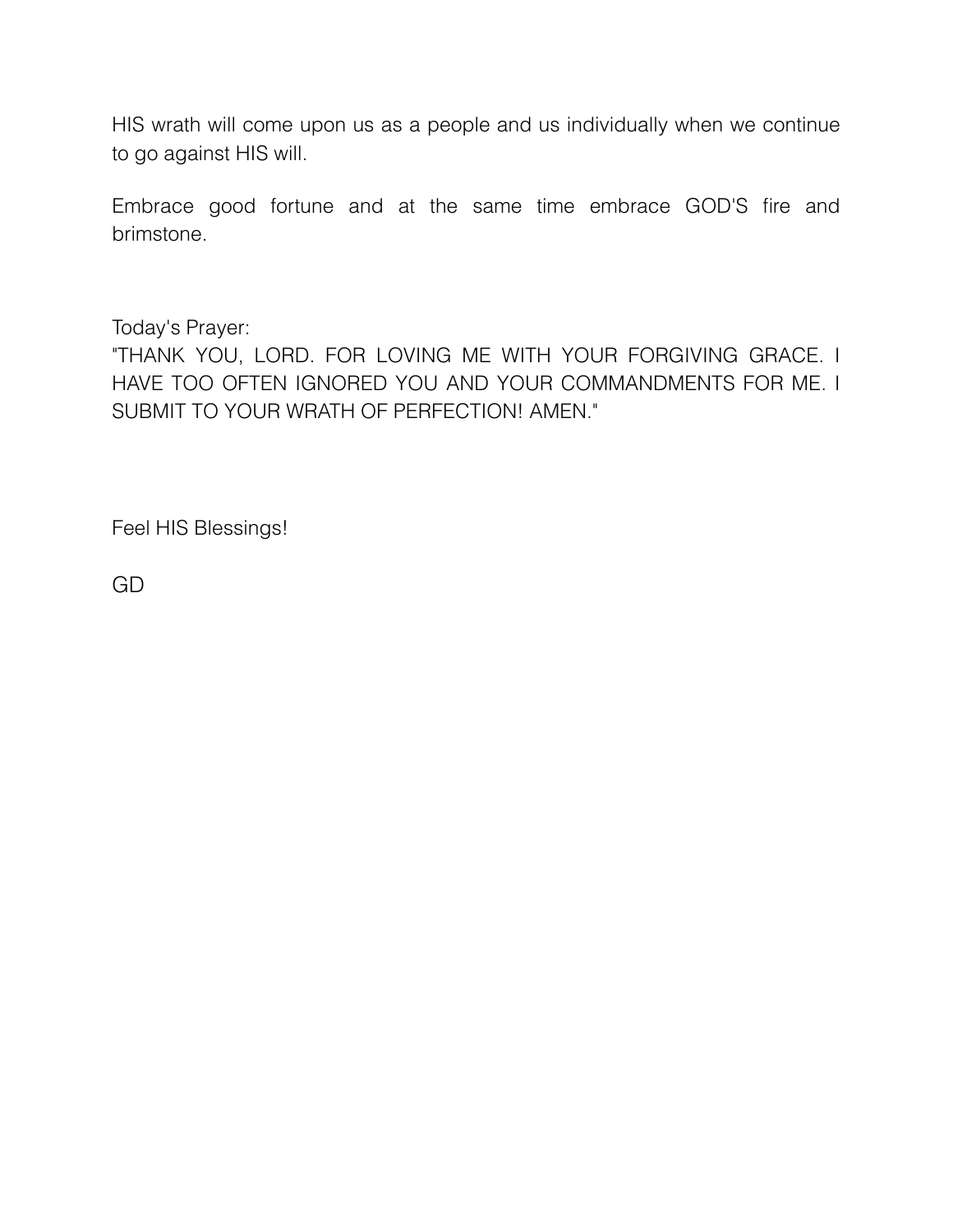HIS wrath will come upon us as a people and us individually when we continue to go against HIS will.

Embrace good fortune and at the same time embrace GOD'S fire and brimstone.

Today's Prayer:
"THANK YOU, LORD. FOR LOVING ME WITH YOUR FORGIVING GRACE. I HAVE TOO OFTEN IGNORED YOU AND YOUR COMMANDMENTS FOR ME. I SUBMIT TO YOUR WRATH OF PERFECTION! AMEN."

Feel HIS Blessings!

GD